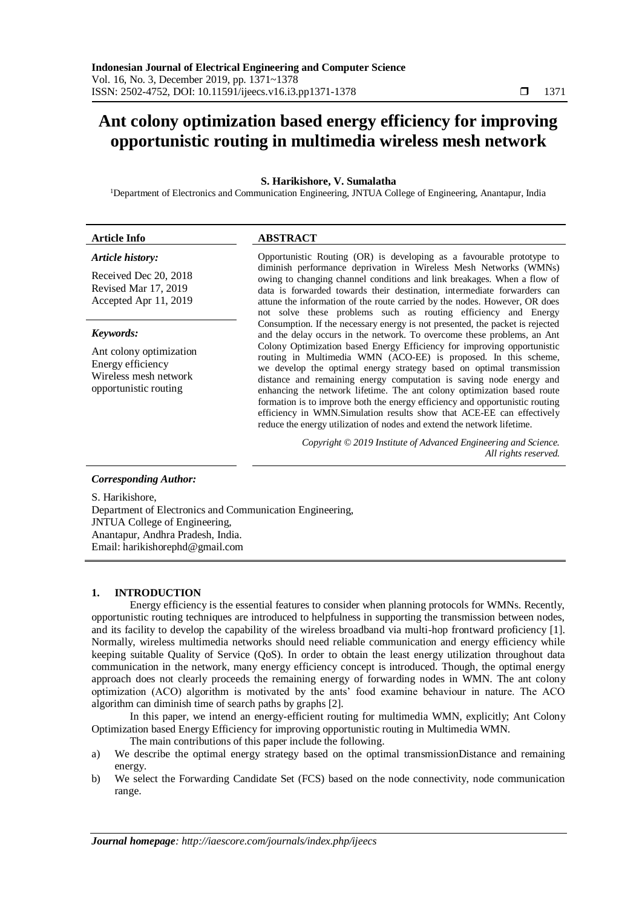# Ant colony optimization based energy efficiency for improving opportunistic routing in multimedia wireless mesh network

**S. Harikishore, V. Sumalatha**

[1]Department of Electronics and Communication Engineering, JNTUA College of Engineering, Anantapur, India

**Article Info**

***Article history:***

Received Dec 20, 2018
Revised Mar 17, 2019
Accepted Apr 11, 2019

***Keywords:***

Ant colony optimization
Energy efficiency
Wireless mesh network
opportunistic routing

**ABSTRACT**

Opportunistic Routing (OR) is developing as a favourable prototype to diminish performance deprivation in Wireless Mesh Networks (WMNs) owing to changing channel conditions and link breakages. When a flow of data is forwarded towards their destination, intermediate forwarders can attune the information of the route carried by the nodes. However, OR does not solve these problems such as routing efficiency and Energy Consumption. If the necessary energy is not presented, the packet is rejected and the delay occurs in the network. To overcome these problems, an Ant Colony Optimization based Energy Efficiency for improving opportunistic routing in Multimedia WMN (ACO-EE) is proposed. In this scheme, we develop the optimal energy strategy based on optimal transmission distance and remaining energy computation is saving node energy and enhancing the network lifetime. The ant colony optimization based route formation is to improve both the energy efficiency and opportunistic routing efficiency in WMN.Simulation results show that ACE-EE can effectively reduce the energy utilization of nodes and extend the network lifetime.

*Copyright © 2019 Institute of Advanced Engineering and Science. All rights reserved.*

***Corresponding Author:***

S. Harikishore,
Department of Electronics and Communication Engineering,
JNTUA College of Engineering,
Anantapur, Andhra Pradesh, India.
Email: harikishorephd@gmail.com

## 1. INTRODUCTION

Energy efficiency is the essential features to consider when planning protocols for WMNs. Recently, opportunistic routing techniques are introduced to helpfulness in supporting the transmission between nodes, and its facility to develop the capability of the wireless broadband via multi-hop frontward proficiency [1]. Normally, wireless multimedia networks should need reliable communication and energy efficiency while keeping suitable Quality of Service (QoS). In order to obtain the least energy utilization throughout data communication in the network, many energy efficiency concept is introduced. Though, the optimal energy approach does not clearly proceeds the remaining energy of forwarding nodes in WMN. The ant colony optimization (ACO) algorithm is motivated by the ants' food examine behaviour in nature. The ACO algorithm can diminish time of search paths by graphs [2].

In this paper, we intend an energy-efficient routing for multimedia WMN, explicitly; Ant Colony Optimization based Energy Efficiency for improving opportunistic routing in Multimedia WMN.

The main contributions of this paper include the following.

a) We describe the optimal energy strategy based on the optimal transmissionDistance and remaining energy.
b) We select the Forwarding Candidate Set (FCS) based on the node connectivity, node communication range.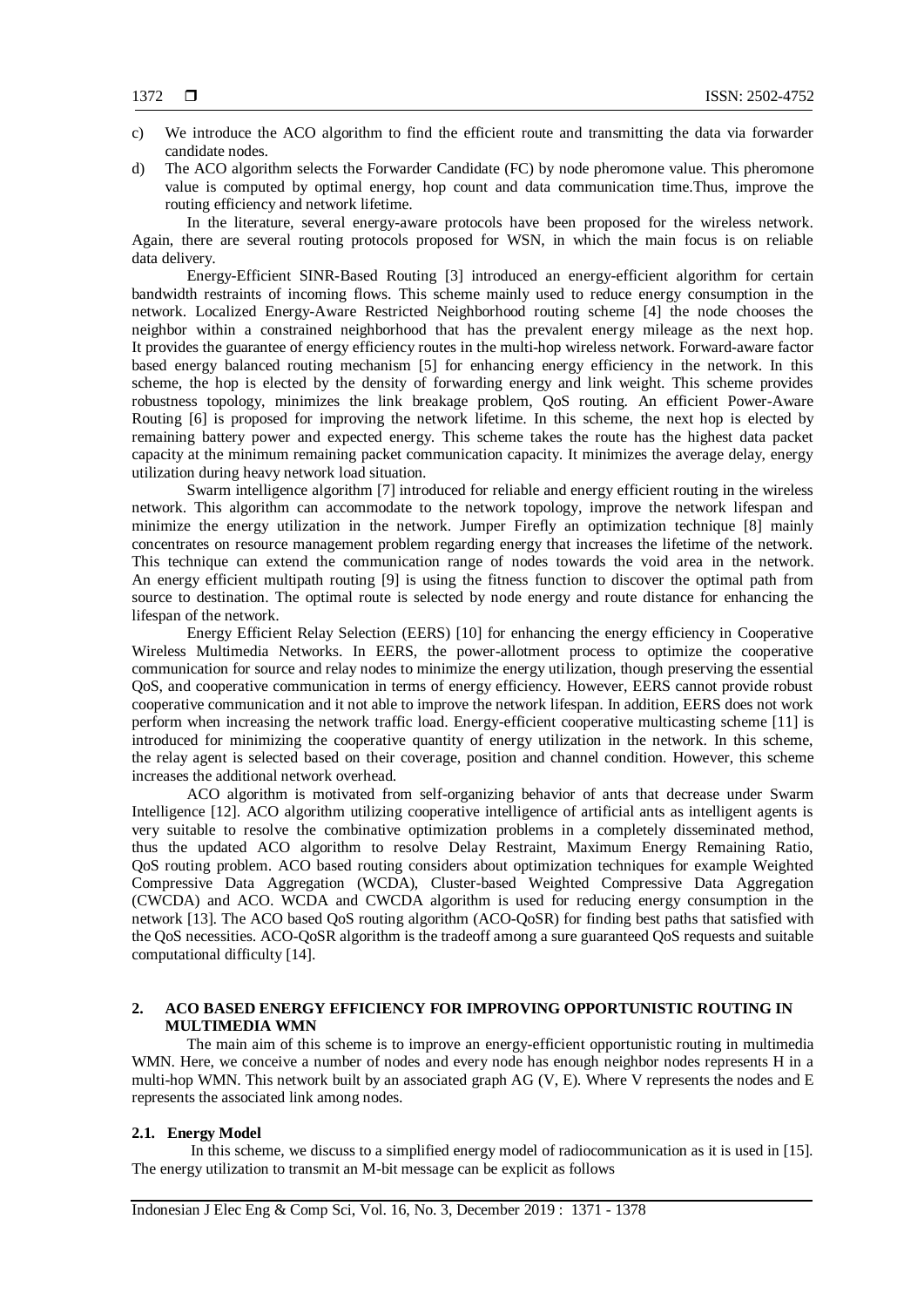c) We introduce the ACO algorithm to find the efficient route and transmitting the data via forwarder candidate nodes.
d) The ACO algorithm selects the Forwarder Candidate (FC) by node pheromone value. This pheromone value is computed by optimal energy, hop count and data communication time.Thus, improve the routing efficiency and network lifetime.

In the literature, several energy-aware protocols have been proposed for the wireless network. Again, there are several routing protocols proposed for WSN, in which the main focus is on reliable data delivery.

Energy-Efficient SINR-Based Routing [3] introduced an energy-efficient algorithm for certain bandwidth restraints of incoming flows. This scheme mainly used to reduce energy consumption in the network. Localized Energy-Aware Restricted Neighborhood routing scheme [4] the node chooses the neighbor within a constrained neighborhood that has the prevalent energy mileage as the next hop. It provides the guarantee of energy efficiency routes in the multi-hop wireless network. Forward-aware factor based energy balanced routing mechanism [5] for enhancing energy efficiency in the network. In this scheme, the hop is elected by the density of forwarding energy and link weight. This scheme provides robustness topology, minimizes the link breakage problem, QoS routing. An efficient Power-Aware Routing [6] is proposed for improving the network lifetime. In this scheme, the next hop is elected by remaining battery power and expected energy. This scheme takes the route has the highest data packet capacity at the minimum remaining packet communication capacity. It minimizes the average delay, energy utilization during heavy network load situation.

Swarm intelligence algorithm [7] introduced for reliable and energy efficient routing in the wireless network. This algorithm can accommodate to the network topology, improve the network lifespan and minimize the energy utilization in the network. Jumper Firefly an optimization technique [8] mainly concentrates on resource management problem regarding energy that increases the lifetime of the network. This technique can extend the communication range of nodes towards the void area in the network. An energy efficient multipath routing [9] is using the fitness function to discover the optimal path from source to destination. The optimal route is selected by node energy and route distance for enhancing the lifespan of the network.

Energy Efficient Relay Selection (EERS) [10] for enhancing the energy efficiency in Cooperative Wireless Multimedia Networks. In EERS, the power-allotment process to optimize the cooperative communication for source and relay nodes to minimize the energy utilization, though preserving the essential QoS, and cooperative communication in terms of energy efficiency. However, EERS cannot provide robust cooperative communication and it not able to improve the network lifespan. In addition, EERS does not work perform when increasing the network traffic load. Energy-efficient cooperative multicasting scheme [11] is introduced for minimizing the cooperative quantity of energy utilization in the network. In this scheme, the relay agent is selected based on their coverage, position and channel condition. However, this scheme increases the additional network overhead.

ACO algorithm is motivated from self-organizing behavior of ants that decrease under Swarm Intelligence [12]. ACO algorithm utilizing cooperative intelligence of artificial ants as intelligent agents is very suitable to resolve the combinative optimization problems in a completely disseminated method, thus the updated ACO algorithm to resolve Delay Restraint, Maximum Energy Remaining Ratio, QoS routing problem. ACO based routing considers about optimization techniques for example Weighted Compressive Data Aggregation (WCDA), Cluster-based Weighted Compressive Data Aggregation (CWCDA) and ACO. WCDA and CWCDA algorithm is used for reducing energy consumption in the network [13]. The ACO based QoS routing algorithm (ACO-QoSR) for finding best paths that satisfied with the QoS necessities. ACO-QoSR algorithm is the tradeoff among a sure guaranteed QoS requests and suitable computational difficulty [14].

## 2. ACO BASED ENERGY EFFICIENCY FOR IMPROVING OPPORTUNISTIC ROUTING IN MULTIMEDIA WMN

The main aim of this scheme is to improve an energy-efficient opportunistic routing in multimedia WMN. Here, we conceive a number of nodes and every node has enough neighbor nodes represents H in a multi-hop WMN. This network built by an associated graph AG (V, E). Where V represents the nodes and E represents the associated link among nodes.

### 2.1. Energy Model

In this scheme, we discuss to a simplified energy model of radiocommunication as it is used in [15]. The energy utilization to transmit an M-bit message can be explicit as follows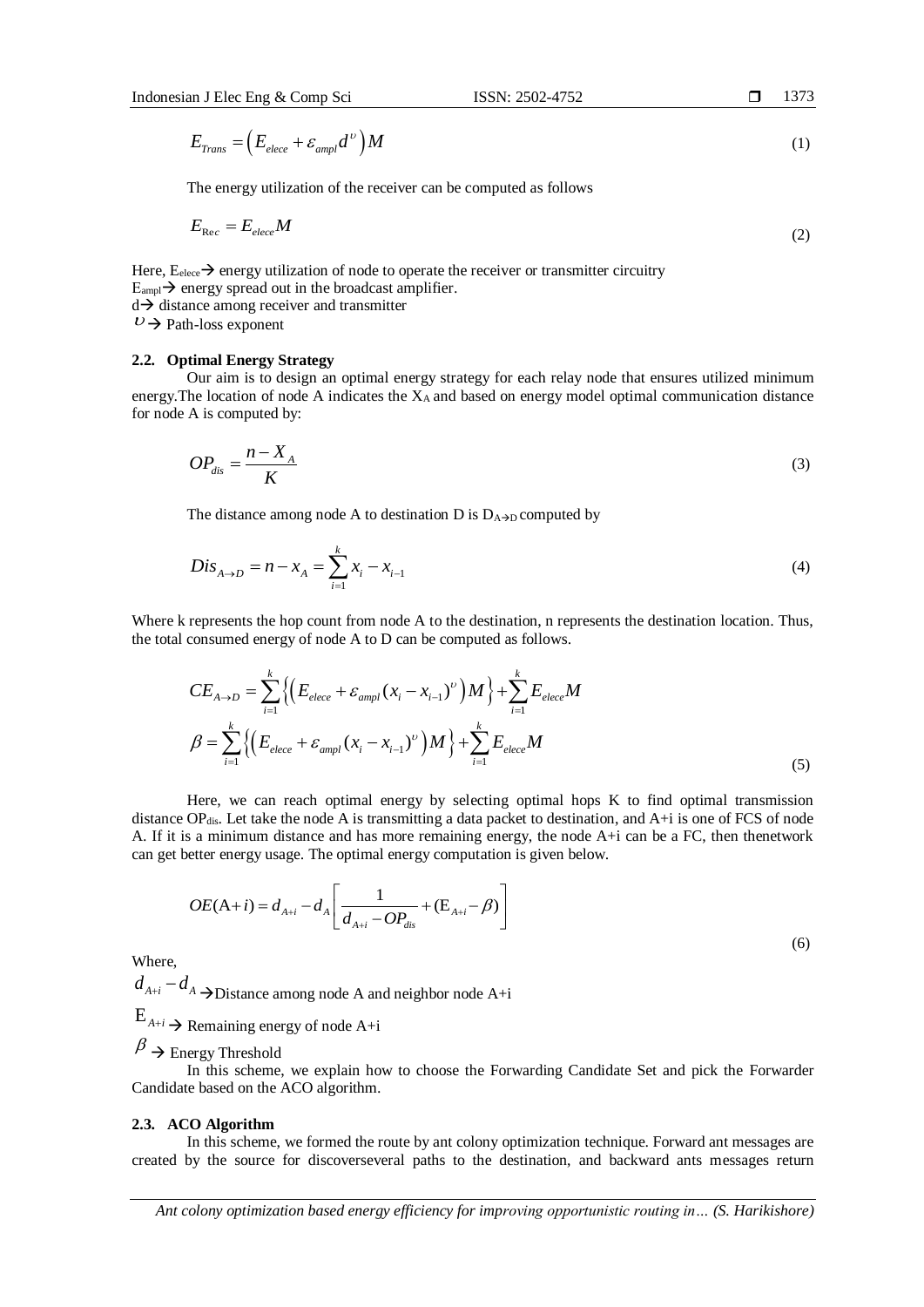$$E_{Trans} = \left(E_{elece} + \varepsilon_{ampl} d^{\upsilon}\right) M \tag{1}$$

The energy utilization of the receiver can be computed as follows

$$E_{\mathrm{Re}c} = E_{elece} M \tag{2}$$

Here, $E_{elece}$ → energy utilization of node to operate the receiver or transmitter circuitry
$E_{ampl}$ → energy spread out in the broadcast amplifier.
d → distance among receiver and transmitter
$\upsilon$ → Path-loss exponent

### 2.2. Optimal Energy Strategy

Our aim is to design an optimal energy strategy for each relay node that ensures utilized minimum energy.The location of node A indicates the $X_A$ and based on energy model optimal communication distance for node A is computed by:

$$OP_{dis} = \frac{n - X_A}{K} \tag{3}$$

The distance among node A to destination D is $D_{A \to D}$ computed by

$$Dis_{A \to D} = n - x_A = \sum_{i=1}^{k} x_i - x_{i-1} \tag{4}$$

Where k represents the hop count from node A to the destination, n represents the destination location. Thus, the total consumed energy of node A to D can be computed as follows.

$$CE_{A \to D} = \sum_{i=1}^{k} \left\{ \left(E_{elece} + \varepsilon_{ampl} (x_i - x_{i-1})^{\upsilon}\right) M \right\} + \sum_{i=1}^{k} E_{elece} M$$
$$\beta = \sum_{i=1}^{k} \left\{ \left(E_{elece} + \varepsilon_{ampl} (x_i - x_{i-1})^{\upsilon}\right) M \right\} + \sum_{i=1}^{k} E_{elece} M \tag{5}$$

Here, we can reach optimal energy by selecting optimal hops K to find optimal transmission distance $OP_{dis}$. Let take the node A is transmitting a data packet to destination, and A+i is one of FCS of node A. If it is a minimum distance and has more remaining energy, the node A+i can be a FC, then thenetwork can get better energy usage. The optimal energy computation is given below.

$$OE(\mathrm{A}+i) = d_{A+i} - d_A \left[ \frac{1}{d_{A+i} - OP_{dis}} + (\mathrm{E}_{A+i} - \beta) \right] \tag{6}$$

Where,

$d_{A+i} - d_A$ → Distance among node A and neighbor node A+i

$\mathrm{E}_{A+i}$ → Remaining energy of node A+i

$\beta$ → Energy Threshold

In this scheme, we explain how to choose the Forwarding Candidate Set and pick the Forwarder Candidate based on the ACO algorithm.

### 2.3. ACO Algorithm

In this scheme, we formed the route by ant colony optimization technique. Forward ant messages are created by the source for discoverseveral paths to the destination, and backward ants messages return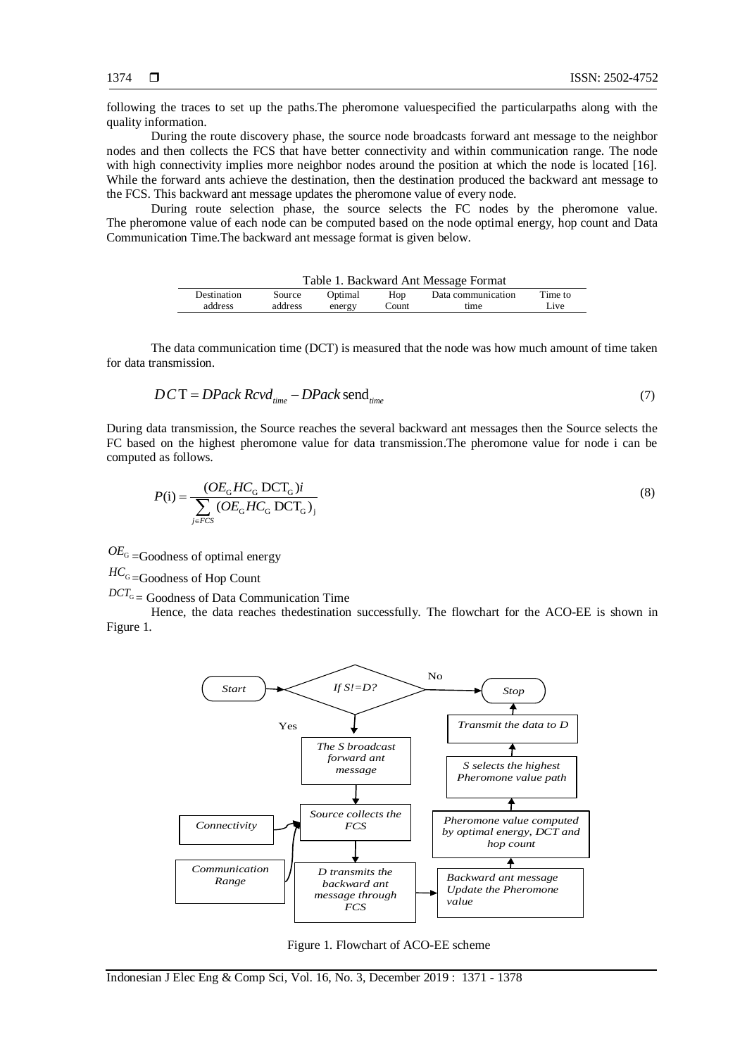following the traces to set up the paths.The pheromone valuespecified the particularpaths along with the quality information.

During the route discovery phase, the source node broadcasts forward ant message to the neighbor nodes and then collects the FCS that have better connectivity and within communication range. The node with high connectivity implies more neighbor nodes around the position at which the node is located [16]. While the forward ants achieve the destination, then the destination produced the backward ant message to the FCS. This backward ant message updates the pheromone value of every node.

During route selection phase, the source selects the FC nodes by the pheromone value. The pheromone value of each node can be computed based on the node optimal energy, hop count and Data Communication Time.The backward ant message format is given below.

Table 1. Backward Ant Message Format

| Destination address | Source address | Optimal energy | Hop Count | Data communication time | Time to Live |
|---|---|---|---|---|---|

The data communication time (DCT) is measured that the node was how much amount of time taken for data transmission.

$$DCT = DPack\ Rcvd_{time} - DPack\ \mathrm{send}_{time} \tag{7}$$

During data transmission, the Source reaches the several backward ant messages then the Source selects the FC based on the highest pheromone value for data transmission.The pheromone value for node i can be computed as follows.

$$P(\mathrm{i}) = \frac{(OE_{G} HC_{G}\ \mathrm{DCT}_{G})i}{\sum_{j \in FCS} (OE_{G} HC_{G}\ \mathrm{DCT}_{G})_{\mathrm{j}}} \tag{8}$$

$OE_{G}$ =Goodness of optimal energy

$HC_{G}$ =Goodness of Hop Count

$DCT_{G}$ = Goodness of Data Communication Time

Hence, the data reaches thedestination successfully. The flowchart for the ACO-EE is shown in Figure 1.

```
Start -> If S!=D? --No--> Stop
If S!=D? --Yes--> The S broadcast forward ant message
The S broadcast forward ant message -> Source collects the FCS
Connectivity -> Source collects the FCS
Communication Range -> Source collects the FCS
Source collects the FCS -> D transmits the backward ant message through FCS
D transmits the backward ant message through FCS -> Backward ant message Update the Pheromone value
Backward ant message Update the Pheromone value -> Pheromone value computed by optimal energy, DCT and hop count
Pheromone value computed by optimal energy, DCT and hop count -> S selects the highest Pheromone value path
S selects the highest Pheromone value path -> Transmit the data to D
Transmit the data to D -> Stop
```

Figure 1. Flowchart of ACO-EE scheme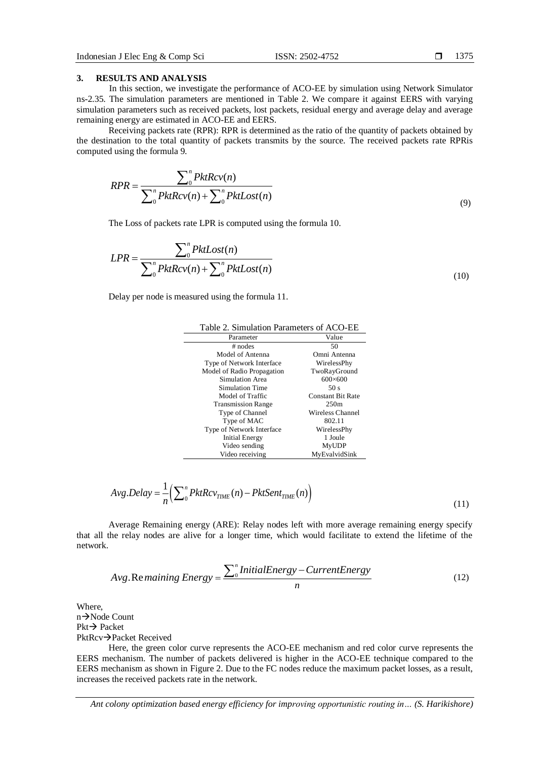## 3. RESULTS AND ANALYSIS

In this section, we investigate the performance of ACO-EE by simulation using Network Simulator ns-2.35. The simulation parameters are mentioned in Table 2. We compare it against EERS with varying simulation parameters such as received packets, lost packets, residual energy and average delay and average remaining energy are estimated in ACO-EE and EERS.

Receiving packets rate (RPR): RPR is determined as the ratio of the quantity of packets obtained by the destination to the total quantity of packets transmits by the source. The received packets rate RPRis computed using the formula 9.

$$RPR = \frac{\sum_0^n PktRcv(n)}{\sum_0^n PktRcv(n) + \sum_0^n PktLost(n)} \tag{9}$$

The Loss of packets rate LPR is computed using the formula 10.

$$LPR = \frac{\sum_0^n PktLost(n)}{\sum_0^n PktRcv(n) + \sum_0^n PktLost(n)} \tag{10}$$

Delay per node is measured using the formula 11.

Table 2. Simulation Parameters of ACO-EE

| Parameter | Value |
|---|---|
| # nodes | 50 |
| Model of Antenna | Omni Antenna |
| Type of Network Interface | WirelessPhy |
| Model of Radio Propagation | TwoRayGround |
| Simulation Area | 600×600 |
| Simulation Time | 50 s |
| Model of Traffic | Constant Bit Rate |
| Transmission Range | 250m |
| Type of Channel | Wireless Channel |
| Type of MAC | 802.11 |
| Type of Network Interface | WirelessPhy |
| Initial Energy | 1 Joule |
| Video sending | MyUDP |
| Video receiving | MyEvalvidSink |

$$Avg.Delay = \frac{1}{n}\left(\sum_0^n PktRcv_{TIME}(n) - PktSent_{TIME}(n)\right) \tag{11}$$

Average Remaining energy (ARE): Relay nodes left with more average remaining energy specify that all the relay nodes are alive for a longer time, which would facilitate to extend the lifetime of the network.

$$Avg.\text{Re}maining\ Energy = \frac{\sum_0^n InitialEnergy - CurrentEnergy}{n} \tag{12}$$

Where,
n→Node Count
Pkt→ Packet
PktRcv→Packet Received

Here, the green color curve represents the ACO-EE mechanism and red color curve represents the EERS mechanism. The number of packets delivered is higher in the ACO-EE technique compared to the EERS mechanism as shown in Figure 2. Due to the FC nodes reduce the maximum packet losses, as a result, increases the received packets rate in the network.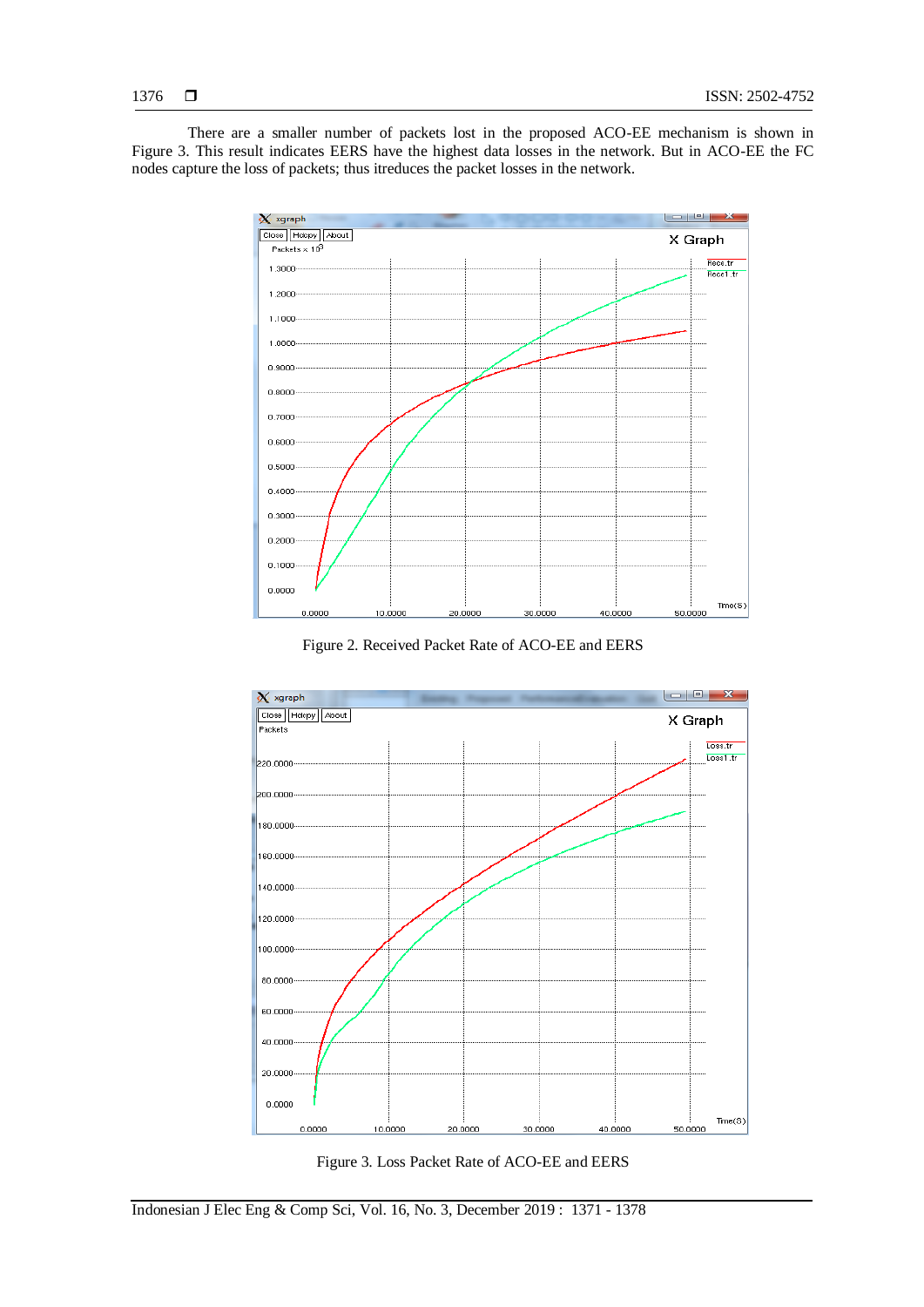There are a smaller number of packets lost in the proposed ACO-EE mechanism is shown in Figure 3. This result indicates EERS have the highest data losses in the network. But in ACO-EE the FC nodes capture the loss of packets; thus itreduces the packet losses in the network.

Figure 2. Received Packet Rate of ACO-EE and EERS

Figure 3. Loss Packet Rate of ACO-EE and EERS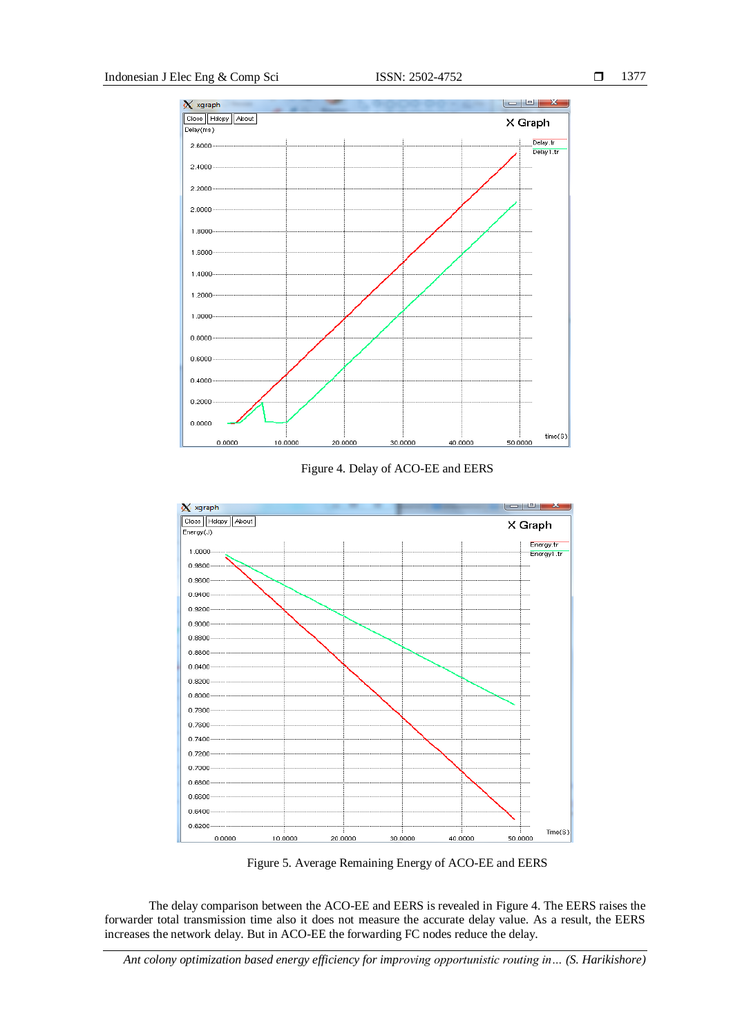Figure 4. Delay of ACO-EE and EERS

Figure 5. Average Remaining Energy of ACO-EE and EERS

The delay comparison between the ACO-EE and EERS is revealed in Figure 4. The EERS raises the forwarder total transmission time also it does not measure the accurate delay value. As a result, the EERS increases the network delay. But in ACO-EE the forwarding FC nodes reduce the delay.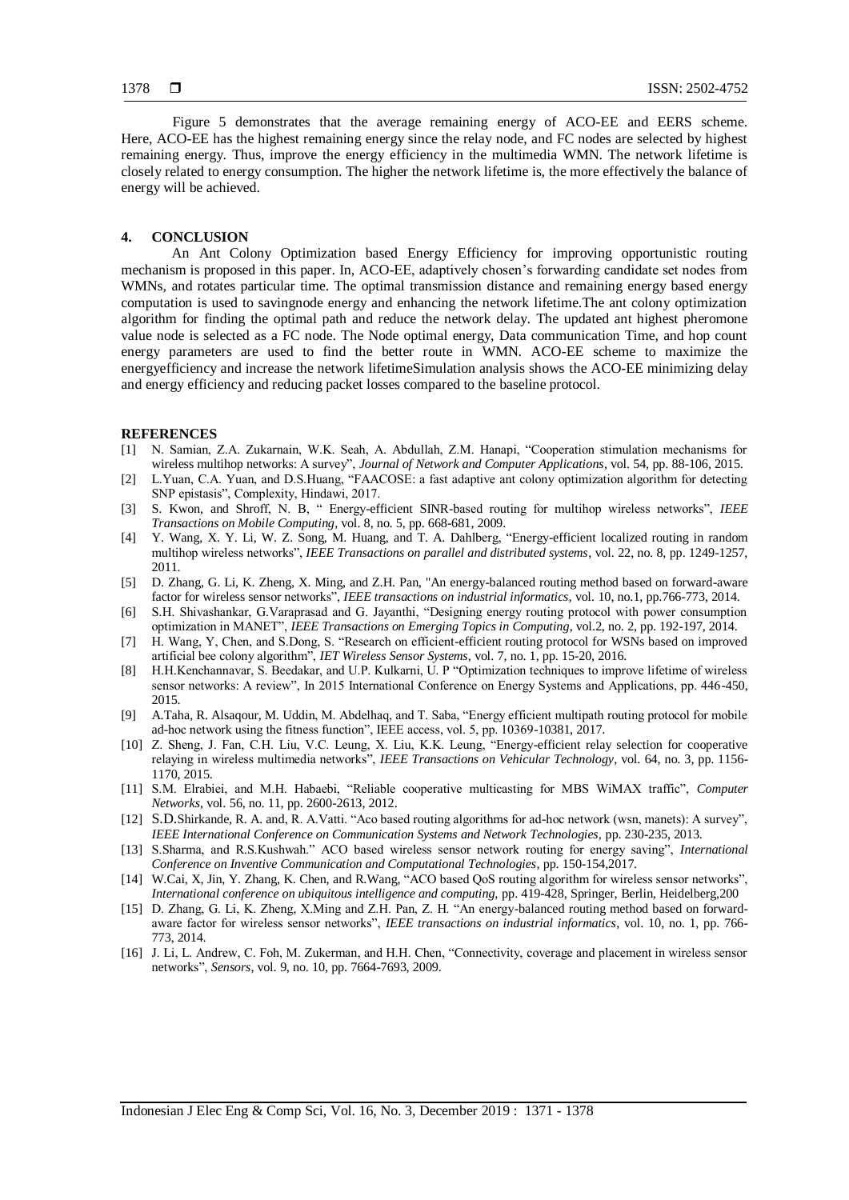Figure 5 demonstrates that the average remaining energy of ACO-EE and EERS scheme. Here, ACO-EE has the highest remaining energy since the relay node, and FC nodes are selected by highest remaining energy. Thus, improve the energy efficiency in the multimedia WMN. The network lifetime is closely related to energy consumption. The higher the network lifetime is, the more effectively the balance of energy will be achieved.

## 4. CONCLUSION

An Ant Colony Optimization based Energy Efficiency for improving opportunistic routing mechanism is proposed in this paper. In, ACO-EE, adaptively chosen's forwarding candidate set nodes from WMNs, and rotates particular time. The optimal transmission distance and remaining energy based energy computation is used to savingnode energy and enhancing the network lifetime.The ant colony optimization algorithm for finding the optimal path and reduce the network delay. The updated ant highest pheromone value node is selected as a FC node. The Node optimal energy, Data communication Time, and hop count energy parameters are used to find the better route in WMN. ACO-EE scheme to maximize the energyefficiency and increase the network lifetimeSimulation analysis shows the ACO-EE minimizing delay and energy efficiency and reducing packet losses compared to the baseline protocol.

## REFERENCES

[1] N. Samian, Z.A. Zukarnain, W.K. Seah, A. Abdullah, Z.M. Hanapi, "Cooperation stimulation mechanisms for wireless multihop networks: A survey", *Journal of Network and Computer Applications*, vol. 54, pp. 88-106, 2015.

[2] L.Yuan, C.A. Yuan, and D.S.Huang, "FAACOSE: a fast adaptive ant colony optimization algorithm for detecting SNP epistasis", Complexity, Hindawi, 2017.

[3] S. Kwon, and Shroff, N. B, " Energy-efficient SINR-based routing for multihop wireless networks", *IEEE Transactions on Mobile Computing*, vol. 8, no. 5, pp. 668-681, 2009.

[4] Y. Wang, X. Y. Li, W. Z. Song, M. Huang, and T. A. Dahlberg, "Energy-efficient localized routing in random multihop wireless networks", *IEEE Transactions on parallel and distributed systems*, vol. 22, no. 8, pp. 1249-1257, 2011.

[5] D. Zhang, G. Li, K. Zheng, X. Ming, and Z.H. Pan, "An energy-balanced routing method based on forward-aware factor for wireless sensor networks", *IEEE transactions on industrial informatics*, vol. 10, no.1, pp.766-773, 2014.

[6] S.H. Shivashankar, G.Varaprasad and G. Jayanthi, "Designing energy routing protocol with power consumption optimization in MANET", *IEEE Transactions on Emerging Topics in Computing*, vol.2, no. 2, pp. 192-197, 2014.

[7] H. Wang, Y, Chen, and S.Dong, S. "Research on efficient-efficient routing protocol for WSNs based on improved artificial bee colony algorithm", *IET Wireless Sensor Systems*, vol. 7, no. 1, pp. 15-20, 2016.

[8] H.H.Kenchannavar, S. Beedakar, and U.P. Kulkarni, U. P "Optimization techniques to improve lifetime of wireless sensor networks: A review", In 2015 International Conference on Energy Systems and Applications, pp. 446-450, 2015.

[9] A.Taha, R. Alsaqour, M. Uddin, M. Abdelhaq, and T. Saba, "Energy efficient multipath routing protocol for mobile ad-hoc network using the fitness function", IEEE access, vol. 5, pp. 10369-10381, 2017.

[10] Z. Sheng, J. Fan, C.H. Liu, V.C. Leung, X. Liu, K.K. Leung, "Energy-efficient relay selection for cooperative relaying in wireless multimedia networks", *IEEE Transactions on Vehicular Technology*, vol. 64, no. 3, pp. 1156-1170, 2015.

[11] S.M. Elrabiei, and M.H. Habaebi, "Reliable cooperative multicasting for MBS WiMAX traffic", *Computer Networks*, vol. 56, no. 11, pp. 2600-2613, 2012.

[12] S.D.Shirkande, R. A. and, R. A.Vatti. "Aco based routing algorithms for ad-hoc network (wsn, manets): A survey", *IEEE International Conference on Communication Systems and Network Technologies*, pp. 230-235, 2013.

[13] S.Sharma, and R.S.Kushwah." ACO based wireless sensor network routing for energy saving", *International Conference on Inventive Communication and Computational Technologies*, pp. 150-154,2017.

[14] W.Cai, X, Jin, Y. Zhang, K. Chen, and R.Wang, "ACO based QoS routing algorithm for wireless sensor networks", *International conference on ubiquitous intelligence and computing*, pp. 419-428, Springer, Berlin, Heidelberg,200

[15] D. Zhang, G. Li, K. Zheng, X.Ming and Z.H. Pan, Z. H. "An energy-balanced routing method based on forward-aware factor for wireless sensor networks", *IEEE transactions on industrial informatics*, vol. 10, no. 1, pp. 766-773, 2014.

[16] J. Li, L. Andrew, C. Foh, M. Zukerman, and H.H. Chen, "Connectivity, coverage and placement in wireless sensor networks", *Sensors*, vol. 9, no. 10, pp. 7664-7693, 2009.